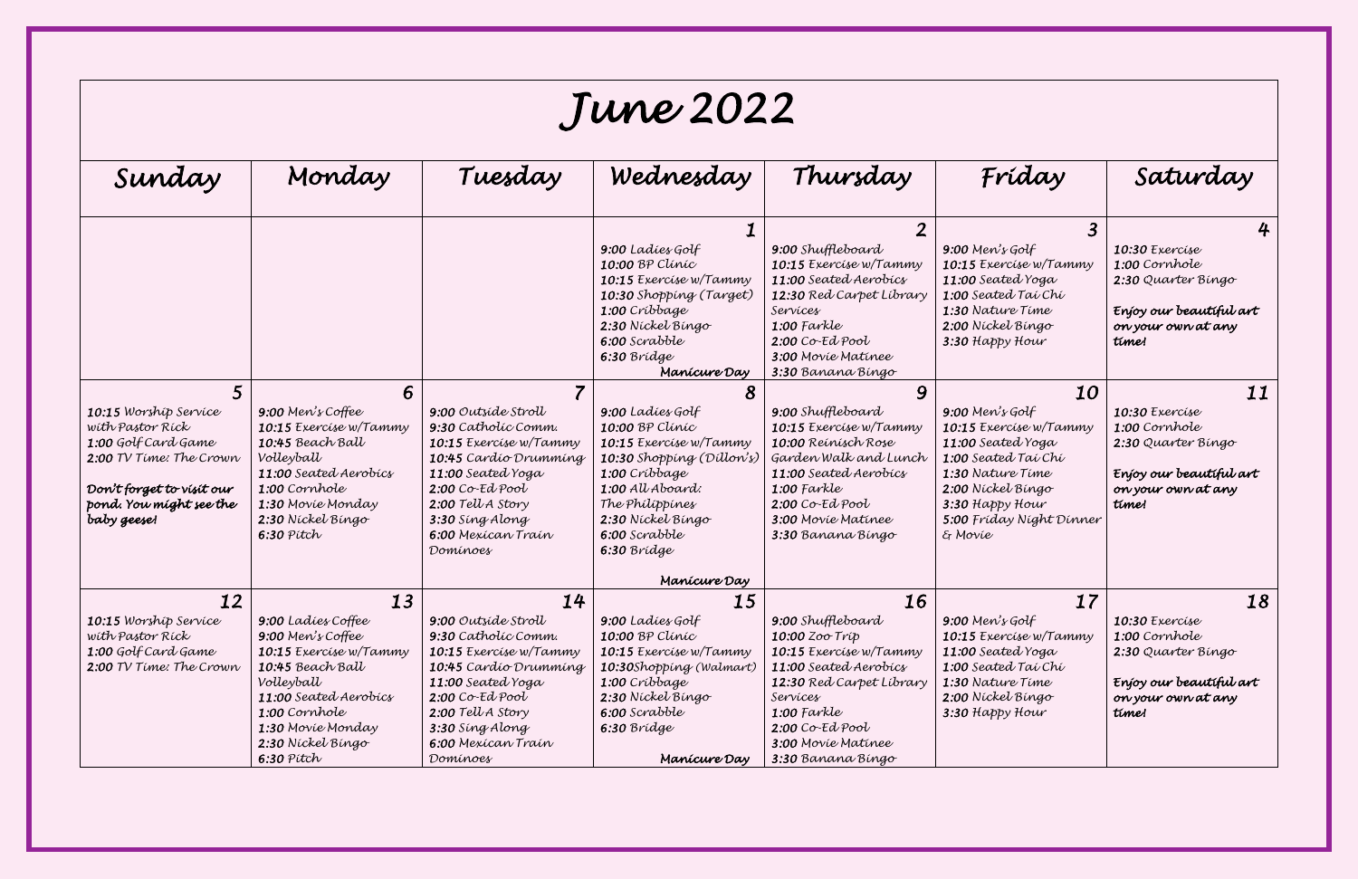# June 2022

| Sunday | Monday | Tuesday | Wednesday | Thursday | Friday | Saturday |
| --- | --- | --- | --- | --- | --- | --- |
| | | | **1**<br>9:00 Ladies Golf<br>10:00 BP Clinic<br>10:15 Exercise w/Tammy<br>10:30 Shopping (Target)<br>1:00 Cribbage<br>2:30 Nickel Bingo<br>6:00 Scrabble<br>6:30 Bridge<br>**Manicure Day** | **2**<br>9:00 Shuffleboard<br>10:15 Exercise w/Tammy<br>11:00 Seated Aerobics<br>12:30 Red Carpet Library Services<br>1:00 Farkle<br>2:00 Co-Ed Pool<br>3:00 Movie Matinee<br>3:30 Banana Bingo | **3**<br>9:00 Men's Golf<br>10:15 Exercise w/Tammy<br>11:00 Seated Yoga<br>1:00 Seated Tai Chi<br>1:30 Nature Time<br>2:00 Nickel Bingo<br>3:30 Happy Hour | **4**<br>10:30 Exercise<br>1:00 Cornhole<br>2:30 Quarter Bingo<br>**Enjoy our beautiful art on your own at any time!** |
| **5**<br>10:15 Worship Service with Pastor Rick<br>1:00 Golf Card Game<br>2:00 TV Time: The Crown<br>**Don't forget to visit our pond. You might see the baby geese!** | **6**<br>9:00 Men's Coffee<br>10:15 Exercise w/Tammy<br>10:45 Beach Ball Volleyball<br>11:00 Seated Aerobics<br>1:00 Cornhole<br>1:30 Movie Monday<br>2:30 Nickel Bingo<br>6:30 Pitch | **7**<br>9:00 Outside Stroll<br>9:30 Catholic Comm.<br>10:15 Exercise w/Tammy<br>10:45 Cardio Drumming<br>11:00 Seated Yoga<br>2:00 Co-Ed Pool<br>2:00 Tell A Story<br>3:30 Sing Along<br>6:00 Mexican Train Dominoes | **8**<br>9:00 Ladies Golf<br>10:00 BP Clinic<br>10:15 Exercise w/Tammy<br>10:30 Shopping (Dillon's)<br>1:00 Cribbage<br>1:00 All Aboard: The Philippines<br>2:30 Nickel Bingo<br>6:00 Scrabble<br>6:30 Bridge<br>**Manicure Day** | **9**<br>9:00 Shuffleboard<br>10:15 Exercise w/Tammy<br>10:00 Reinisch Rose Garden Walk and Lunch<br>11:00 Seated Aerobics<br>1:00 Farkle<br>2:00 Co-Ed Pool<br>3:00 Movie Matinee<br>3:30 Banana Bingo | **10**<br>9:00 Men's Golf<br>10:15 Exercise w/Tammy<br>11:00 Seated Yoga<br>1:00 Seated Tai Chi<br>1:30 Nature Time<br>2:00 Nickel Bingo<br>3:30 Happy Hour<br>5:00 Friday Night Dinner & Movie | **11**<br>10:30 Exercise<br>1:00 Cornhole<br>2:30 Quarter Bingo<br>**Enjoy our beautiful art on your own at any time!** |
| **12**<br>10:15 Worship Service with Pastor Rick<br>1:00 Golf Card Game<br>2:00 TV Time: The Crown | **13**<br>9:00 Ladies Coffee<br>9:00 Men's Coffee<br>10:15 Exercise w/Tammy<br>10:45 Beach Ball Volleyball<br>11:00 Seated Aerobics<br>1:00 Cornhole<br>1:30 Movie Monday<br>2:30 Nickel Bingo<br>6:30 Pitch | **14**<br>9:00 Outside Stroll<br>9:30 Catholic Comm.<br>10:15 Exercise w/Tammy<br>10:45 Cardio Drumming<br>11:00 Seated Yoga<br>2:00 Co-Ed Pool<br>2:00 Tell A Story<br>3:30 Sing Along<br>6:00 Mexican Train Dominoes | **15**<br>9:00 Ladies Golf<br>10:00 BP Clinic<br>10:15 Exercise w/Tammy<br>10:30Shopping (Walmart)<br>1:00 Cribbage<br>2:30 Nickel Bingo<br>6:00 Scrabble<br>6:30 Bridge<br>**Manicure Day** | **16**<br>9:00 Shuffleboard<br>10:00 Zoo Trip<br>10:15 Exercise w/Tammy<br>11:00 Seated Aerobics<br>12:30 Red Carpet Library Services<br>1:00 Farkle<br>2:00 Co-Ed Pool<br>3:00 Movie Matinee<br>3:30 Banana Bingo | **17**<br>9:00 Men's Golf<br>10:15 Exercise w/Tammy<br>11:00 Seated Yoga<br>1:00 Seated Tai Chi<br>1:30 Nature Time<br>2:00 Nickel Bingo<br>3:30 Happy Hour | **18**<br>10:30 Exercise<br>1:00 Cornhole<br>2:30 Quarter Bingo<br>**Enjoy our beautiful art on your own at any time!** |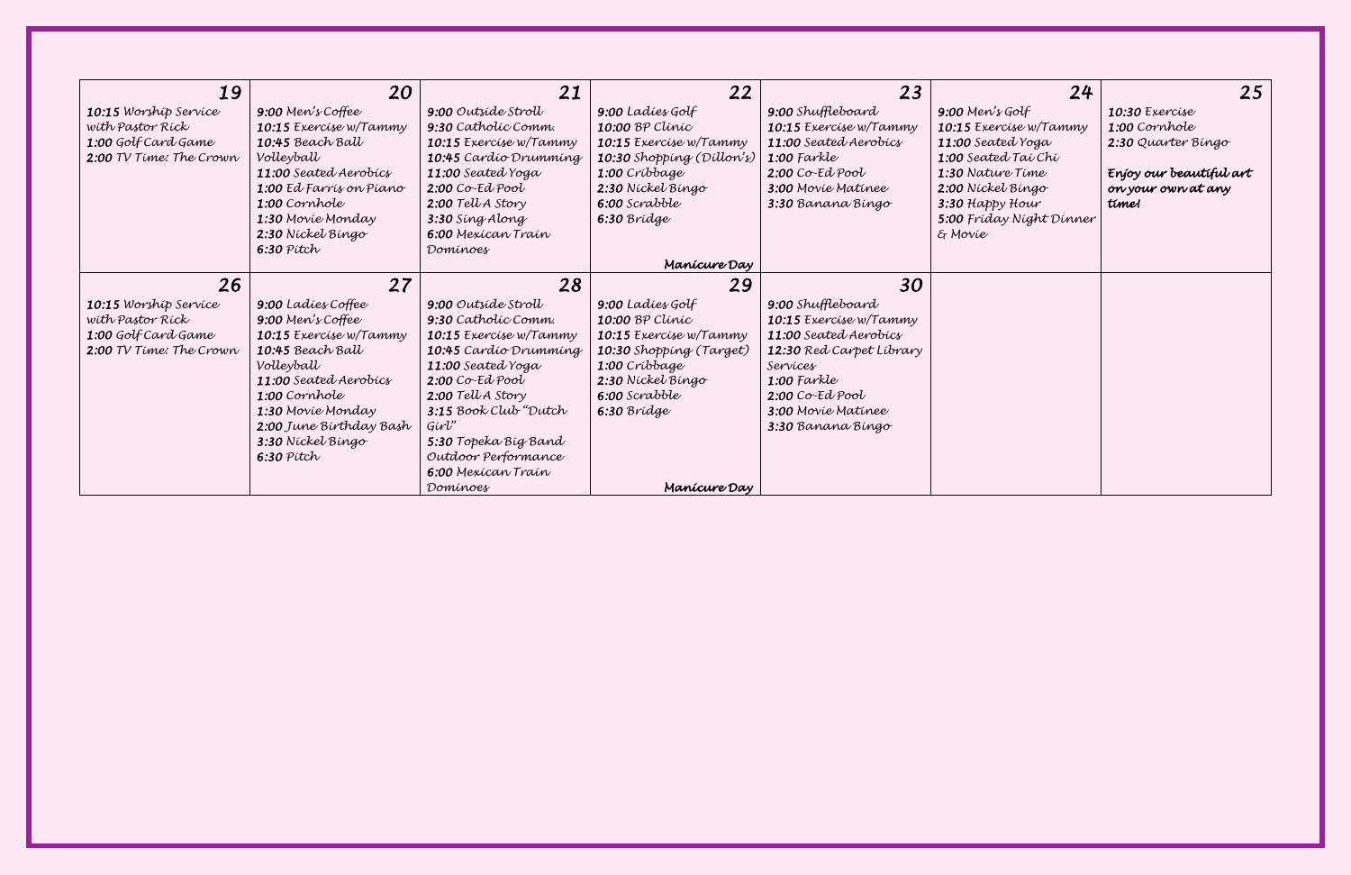| | | | | | | |
|---|---|---|---|---|---|---|
| **19**<br>**10:15** Worship Service with Pastor Rick<br>**1:00** Golf Card Game<br>**2:00** TV Time: The Crown | **20**<br>**9:00** Men's Coffee<br>**10:15** Exercise w/Tammy<br>**10:45** Beach Ball Volleyball<br>**11:00** Seated Aerobics<br>**1:00** Ed Farris on Piano<br>**1:00** Cornhole<br>**1:30** Movie Monday<br>**2:30** Nickel Bingo<br>**6:30** Pitch | **21**<br>**9:00** Outside Stroll<br>**9:30** Catholic Comm.<br>**10:15** Exercise w/Tammy<br>**10:45** Cardio Drumming<br>**11:00** Seated Yoga<br>**2:00** Co-Ed Pool<br>**2:00** Tell A Story<br>**3:30** Sing Along<br>**6:00** Mexican Train Dominoes | **22**<br>**9:00** Ladies Golf<br>**10:00** BP Clinic<br>**10:15** Exercise w/Tammy<br>**10:30** Shopping (Dillon's)<br>**1:00** Cribbage<br>**2:30** Nickel Bingo<br>**6:00** Scrabble<br>**6:30** Bridge<br>***Manicure Day*** | **23**<br>**9:00** Shuffleboard<br>**10:15** Exercise w/Tammy<br>**11:00** Seated Aerobics<br>**1:00** Farkle<br>**2:00** Co-Ed Pool<br>**3:00** Movie Matinee<br>**3:30** Banana Bingo | **24**<br>**9:00** Men's Golf<br>**10:15** Exercise w/Tammy<br>**11:00** Seated Yoga<br>**1:00** Seated Tai Chi<br>**1:30** Nature Time<br>**2:00** Nickel Bingo<br>**3:30** Happy Hour<br>**5:00** Friday Night Dinner & Movie | **25**<br>**10:30** Exercise<br>**1:00** Cornhole<br>**2:30** Quarter Bingo<br><br>***Enjoy our beautiful art on your own at any time!*** |
| **26**<br>**10:15** Worship Service with Pastor Rick<br>**1:00** Golf Card Game<br>**2:00** TV Time: The Crown | **27**<br>**9:00** Ladies Coffee<br>**9:00** Men's Coffee<br>**10:15** Exercise w/Tammy<br>**10:45** Beach Ball Volleyball<br>**11:00** Seated Aerobics<br>**1:00** Cornhole<br>**1:30** Movie Monday<br>**2:00** June Birthday Bash<br>**3:30** Nickel Bingo<br>**6:30** Pitch | **28**<br>**9:00** Outside Stroll<br>**9:30** Catholic Comm.<br>**10:15** Exercise w/Tammy<br>**10:45** Cardio Drumming<br>**11:00** Seated Yoga<br>**2:00** Co-Ed Pool<br>**2:00** Tell A Story<br>**3:15** Book Club "Dutch Girl"<br>**5:30** Topeka Big Band Outdoor Performance<br>**6:00** Mexican Train Dominoes | **29**<br>**9:00** Ladies Golf<br>**10:00** BP Clinic<br>**10:15** Exercise w/Tammy<br>**10:30** Shopping (Target)<br>**1:00** Cribbage<br>**2:30** Nickel Bingo<br>**6:00** Scrabble<br>**6:30** Bridge<br>***Manicure Day*** | **30**<br>**9:00** Shuffleboard<br>**10:15** Exercise w/Tammy<br>**11:00** Seated Aerobics<br>**12:30** Red Carpet Library Services<br>**1:00** Farkle<br>**2:00** Co-Ed Pool<br>**3:00** Movie Matinee<br>**3:30** Banana Bingo | | |